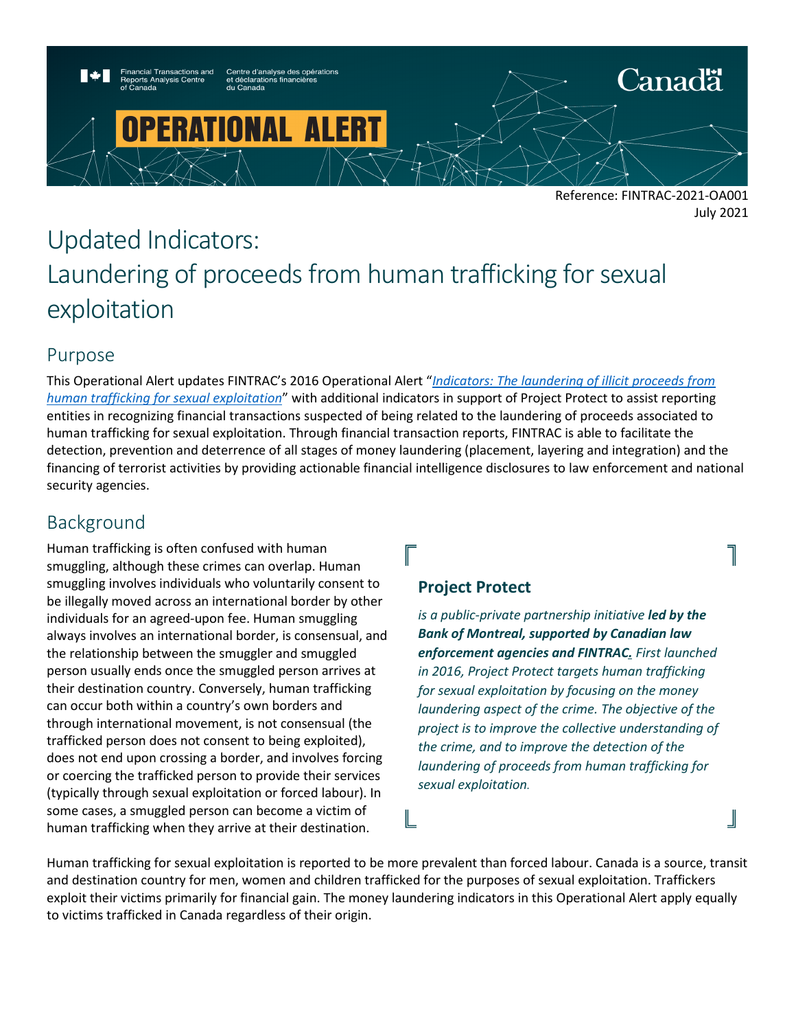Financial Transactions and Reports Analysis Centre of Canada | Centre d'analyse des opérations et déclarations financières du Canada

Canada

**OPERATIONAL ALERT**

Reference: FINTRAC-2021-OA001
July 2021

# Updated Indicators: Laundering of proceeds from human trafficking for sexual exploitation

## Purpose

This Operational Alert updates FINTRAC's 2016 Operational Alert "*Indicators: The laundering of illicit proceeds from human trafficking for sexual exploitation*" with additional indicators in support of Project Protect to assist reporting entities in recognizing financial transactions suspected of being related to the laundering of proceeds associated to human trafficking for sexual exploitation. Through financial transaction reports, FINTRAC is able to facilitate the detection, prevention and deterrence of all stages of money laundering (placement, layering and integration) and the financing of terrorist activities by providing actionable financial intelligence disclosures to law enforcement and national security agencies.

## Background

Human trafficking is often confused with human smuggling, although these crimes can overlap. Human smuggling involves individuals who voluntarily consent to be illegally moved across an international border by other individuals for an agreed-upon fee. Human smuggling always involves an international border, is consensual, and the relationship between the smuggler and smuggled person usually ends once the smuggled person arrives at their destination country. Conversely, human trafficking can occur both within a country's own borders and through international movement, is not consensual (the trafficked person does not consent to being exploited), does not end upon crossing a border, and involves forcing or coercing the trafficked person to provide their services (typically through sexual exploitation or forced labour). In some cases, a smuggled person can become a victim of human trafficking when they arrive at their destination.

> ### Project Protect
>
> *is a public-private partnership initiative* ***led by the Bank of Montreal, supported by Canadian law enforcement agencies and FINTRAC.*** *First launched in 2016, Project Protect targets human trafficking for sexual exploitation by focusing on the money laundering aspect of the crime. The objective of the project is to improve the collective understanding of the crime, and to improve the detection of the laundering of proceeds from human trafficking for sexual exploitation.*

Human trafficking for sexual exploitation is reported to be more prevalent than forced labour. Canada is a source, transit and destination country for men, women and children trafficked for the purposes of sexual exploitation. Traffickers exploit their victims primarily for financial gain. The money laundering indicators in this Operational Alert apply equally to victims trafficked in Canada regardless of their origin.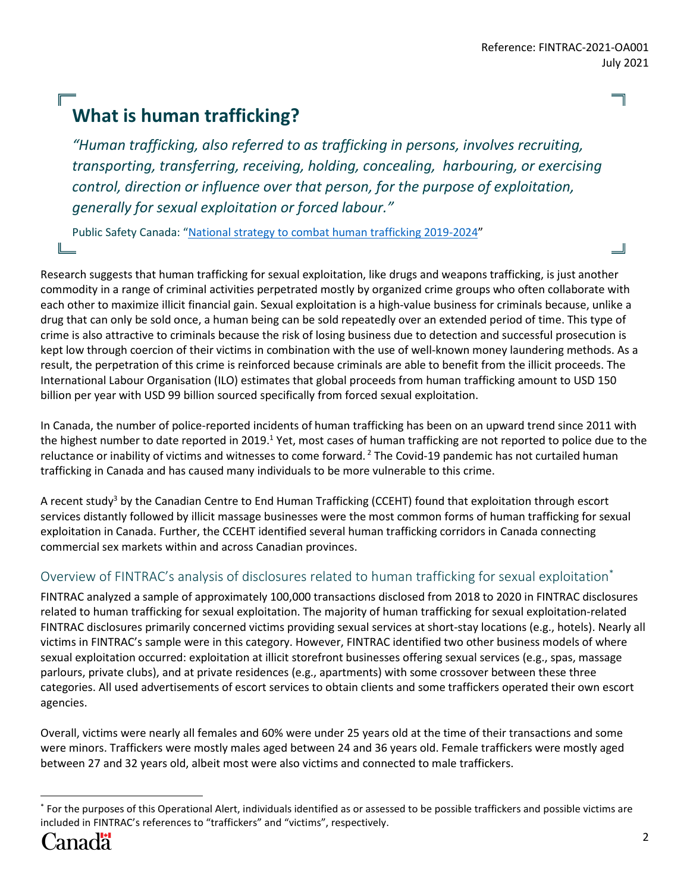# What is human trafficking?

*"Human trafficking, also referred to as trafficking in persons, involves recruiting, transporting, transferring, receiving, holding, concealing, harbouring, or exercising control, direction or influence over that person, for the purpose of exploitation, generally for sexual exploitation or forced labour."*

Public Safety Canada: "[National strategy to combat human trafficking 2019-2024](#)"

Research suggests that human trafficking for sexual exploitation, like drugs and weapons trafficking, is just another commodity in a range of criminal activities perpetrated mostly by organized crime groups who often collaborate with each other to maximize illicit financial gain. Sexual exploitation is a high-value business for criminals because, unlike a drug that can only be sold once, a human being can be sold repeatedly over an extended period of time. This type of crime is also attractive to criminals because the risk of losing business due to detection and successful prosecution is kept low through coercion of their victims in combination with the use of well-known money laundering methods. As a result, the perpetration of this crime is reinforced because criminals are able to benefit from the illicit proceeds. The International Labour Organisation (ILO) estimates that global proceeds from human trafficking amount to USD 150 billion per year with USD 99 billion sourced specifically from forced sexual exploitation.

In Canada, the number of police-reported incidents of human trafficking has been on an upward trend since 2011 with the highest number to date reported in 2019.[1] Yet, most cases of human trafficking are not reported to police due to the reluctance or inability of victims and witnesses to come forward.[2] The Covid-19 pandemic has not curtailed human trafficking in Canada and has caused many individuals to be more vulnerable to this crime.

A recent study[3] by the Canadian Centre to End Human Trafficking (CCEHT) found that exploitation through escort services distantly followed by illicit massage businesses were the most common forms of human trafficking for sexual exploitation in Canada. Further, the CCEHT identified several human trafficking corridors in Canada connecting commercial sex markets within and across Canadian provinces.

## Overview of FINTRAC's analysis of disclosures related to human trafficking for sexual exploitation[*]

FINTRAC analyzed a sample of approximately 100,000 transactions disclosed from 2018 to 2020 in FINTRAC disclosures related to human trafficking for sexual exploitation. The majority of human trafficking for sexual exploitation-related FINTRAC disclosures primarily concerned victims providing sexual services at short-stay locations (e.g., hotels). Nearly all victims in FINTRAC's sample were in this category. However, FINTRAC identified two other business models of where sexual exploitation occurred: exploitation at illicit storefront businesses offering sexual services (e.g., spas, massage parlours, private clubs), and at private residences (e.g., apartments) with some crossover between these three categories. All used advertisements of escort services to obtain clients and some traffickers operated their own escort agencies.

Overall, victims were nearly all females and 60% were under 25 years old at the time of their transactions and some were minors. Traffickers were mostly males aged between 24 and 36 years old. Female traffickers were mostly aged between 27 and 32 years old, albeit most were also victims and connected to male traffickers.

[*] For the purposes of this Operational Alert, individuals identified as or assessed to be possible traffickers and possible victims are included in FINTRAC's references to "traffickers" and "victims", respectively.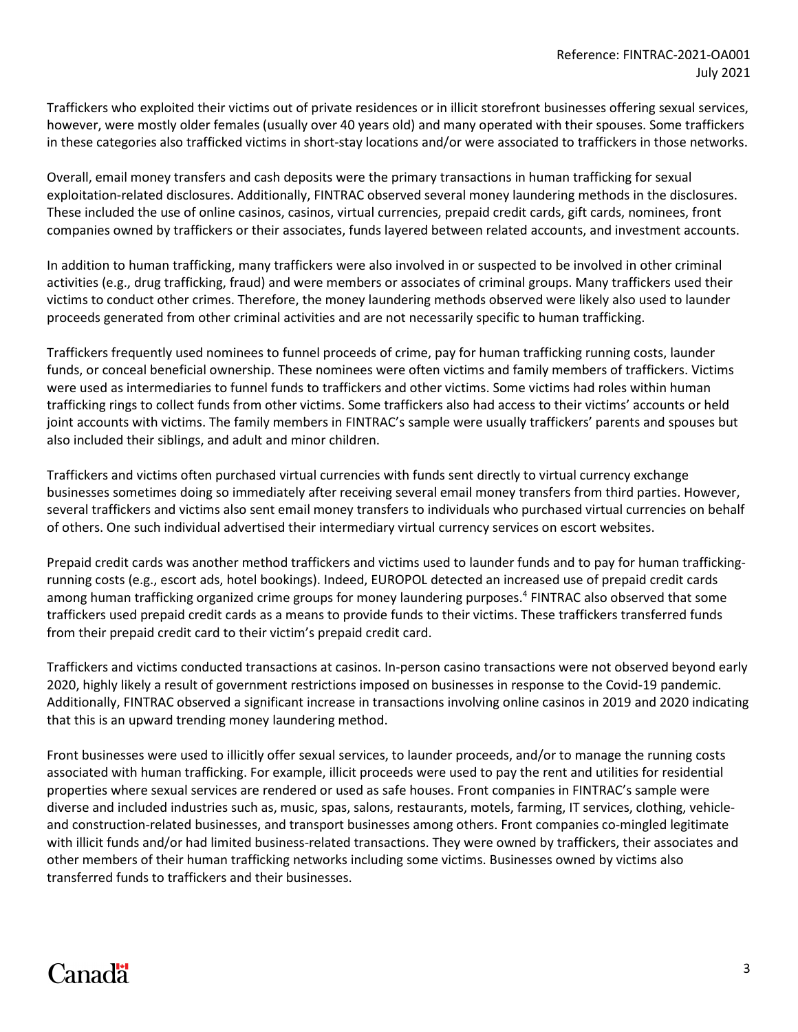Traffickers who exploited their victims out of private residences or in illicit storefront businesses offering sexual services, however, were mostly older females (usually over 40 years old) and many operated with their spouses. Some traffickers in these categories also trafficked victims in short-stay locations and/or were associated to traffickers in those networks.

Overall, email money transfers and cash deposits were the primary transactions in human trafficking for sexual exploitation-related disclosures. Additionally, FINTRAC observed several money laundering methods in the disclosures. These included the use of online casinos, casinos, virtual currencies, prepaid credit cards, gift cards, nominees, front companies owned by traffickers or their associates, funds layered between related accounts, and investment accounts.

In addition to human trafficking, many traffickers were also involved in or suspected to be involved in other criminal activities (e.g., drug trafficking, fraud) and were members or associates of criminal groups. Many traffickers used their victims to conduct other crimes. Therefore, the money laundering methods observed were likely also used to launder proceeds generated from other criminal activities and are not necessarily specific to human trafficking.

Traffickers frequently used nominees to funnel proceeds of crime, pay for human trafficking running costs, launder funds, or conceal beneficial ownership. These nominees were often victims and family members of traffickers. Victims were used as intermediaries to funnel funds to traffickers and other victims. Some victims had roles within human trafficking rings to collect funds from other victims. Some traffickers also had access to their victims' accounts or held joint accounts with victims. The family members in FINTRAC's sample were usually traffickers' parents and spouses but also included their siblings, and adult and minor children.

Traffickers and victims often purchased virtual currencies with funds sent directly to virtual currency exchange businesses sometimes doing so immediately after receiving several email money transfers from third parties. However, several traffickers and victims also sent email money transfers to individuals who purchased virtual currencies on behalf of others. One such individual advertised their intermediary virtual currency services on escort websites.

Prepaid credit cards was another method traffickers and victims used to launder funds and to pay for human trafficking-running costs (e.g., escort ads, hotel bookings). Indeed, EUROPOL detected an increased use of prepaid credit cards among human trafficking organized crime groups for money laundering purposes.[4] FINTRAC also observed that some traffickers used prepaid credit cards as a means to provide funds to their victims. These traffickers transferred funds from their prepaid credit card to their victim's prepaid credit card.

Traffickers and victims conducted transactions at casinos. In-person casino transactions were not observed beyond early 2020, highly likely a result of government restrictions imposed on businesses in response to the Covid-19 pandemic. Additionally, FINTRAC observed a significant increase in transactions involving online casinos in 2019 and 2020 indicating that this is an upward trending money laundering method.

Front businesses were used to illicitly offer sexual services, to launder proceeds, and/or to manage the running costs associated with human trafficking. For example, illicit proceeds were used to pay the rent and utilities for residential properties where sexual services are rendered or used as safe houses. Front companies in FINTRAC's sample were diverse and included industries such as, music, spas, salons, restaurants, motels, farming, IT services, clothing, vehicle- and construction-related businesses, and transport businesses among others. Front companies co-mingled legitimate with illicit funds and/or had limited business-related transactions. They were owned by traffickers, their associates and other members of their human trafficking networks including some victims. Businesses owned by victims also transferred funds to traffickers and their businesses.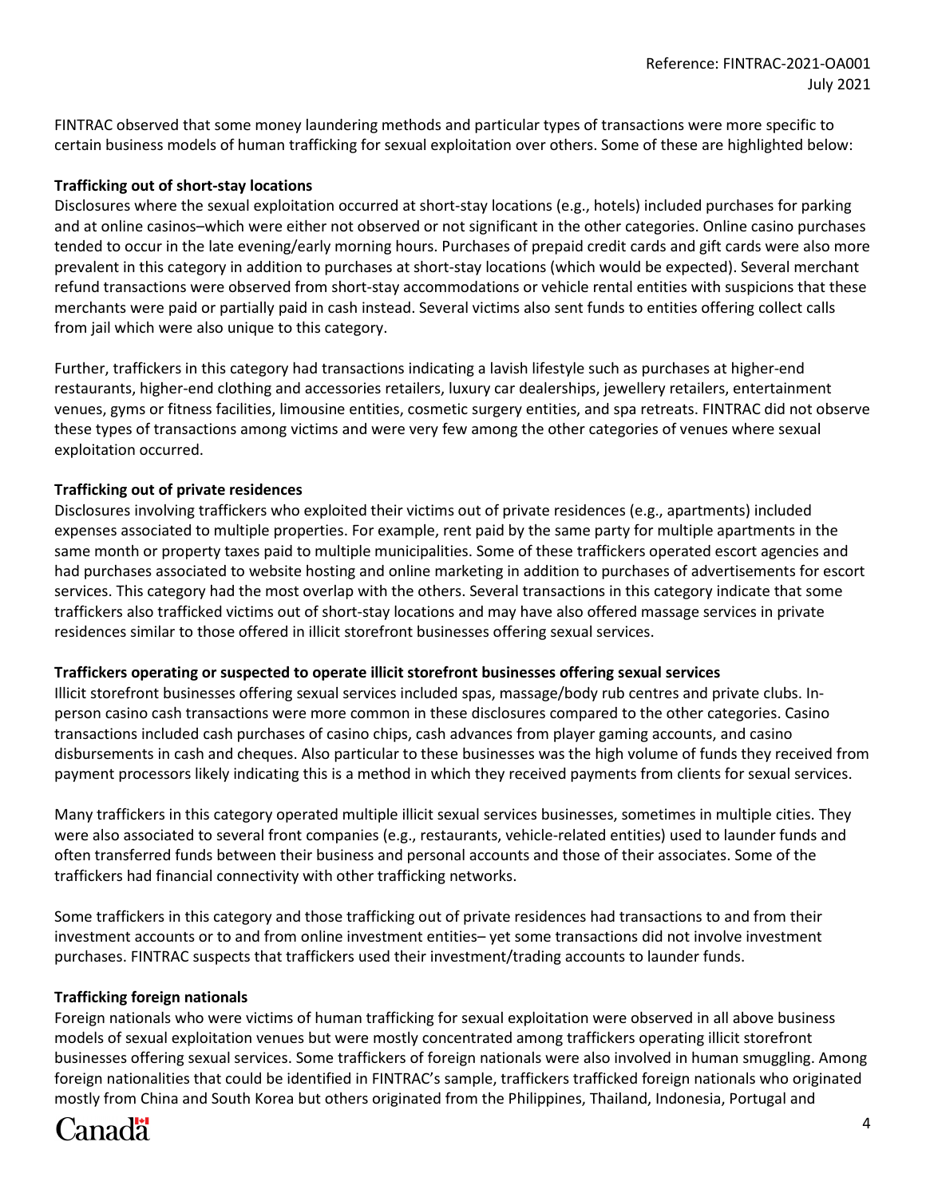FINTRAC observed that some money laundering methods and particular types of transactions were more specific to certain business models of human trafficking for sexual exploitation over others. Some of these are highlighted below:

**Trafficking out of short-stay locations**

Disclosures where the sexual exploitation occurred at short-stay locations (e.g., hotels) included purchases for parking and at online casinos–which were either not observed or not significant in the other categories. Online casino purchases tended to occur in the late evening/early morning hours. Purchases of prepaid credit cards and gift cards were also more prevalent in this category in addition to purchases at short-stay locations (which would be expected). Several merchant refund transactions were observed from short-stay accommodations or vehicle rental entities with suspicions that these merchants were paid or partially paid in cash instead. Several victims also sent funds to entities offering collect calls from jail which were also unique to this category.

Further, traffickers in this category had transactions indicating a lavish lifestyle such as purchases at higher-end restaurants, higher-end clothing and accessories retailers, luxury car dealerships, jewellery retailers, entertainment venues, gyms or fitness facilities, limousine entities, cosmetic surgery entities, and spa retreats. FINTRAC did not observe these types of transactions among victims and were very few among the other categories of venues where sexual exploitation occurred.

**Trafficking out of private residences**

Disclosures involving traffickers who exploited their victims out of private residences (e.g., apartments) included expenses associated to multiple properties. For example, rent paid by the same party for multiple apartments in the same month or property taxes paid to multiple municipalities. Some of these traffickers operated escort agencies and had purchases associated to website hosting and online marketing in addition to purchases of advertisements for escort services. This category had the most overlap with the others. Several transactions in this category indicate that some traffickers also trafficked victims out of short-stay locations and may have also offered massage services in private residences similar to those offered in illicit storefront businesses offering sexual services.

**Traffickers operating or suspected to operate illicit storefront businesses offering sexual services**

Illicit storefront businesses offering sexual services included spas, massage/body rub centres and private clubs. In-person casino cash transactions were more common in these disclosures compared to the other categories. Casino transactions included cash purchases of casino chips, cash advances from player gaming accounts, and casino disbursements in cash and cheques. Also particular to these businesses was the high volume of funds they received from payment processors likely indicating this is a method in which they received payments from clients for sexual services.

Many traffickers in this category operated multiple illicit sexual services businesses, sometimes in multiple cities. They were also associated to several front companies (e.g., restaurants, vehicle-related entities) used to launder funds and often transferred funds between their business and personal accounts and those of their associates. Some of the traffickers had financial connectivity with other trafficking networks.

Some traffickers in this category and those trafficking out of private residences had transactions to and from their investment accounts or to and from online investment entities– yet some transactions did not involve investment purchases. FINTRAC suspects that traffickers used their investment/trading accounts to launder funds.

**Trafficking foreign nationals**

Foreign nationals who were victims of human trafficking for sexual exploitation were observed in all above business models of sexual exploitation venues but were mostly concentrated among traffickers operating illicit storefront businesses offering sexual services. Some traffickers of foreign nationals were also involved in human smuggling. Among foreign nationalities that could be identified in FINTRAC's sample, traffickers trafficked foreign nationals who originated mostly from China and South Korea but others originated from the Philippines, Thailand, Indonesia, Portugal and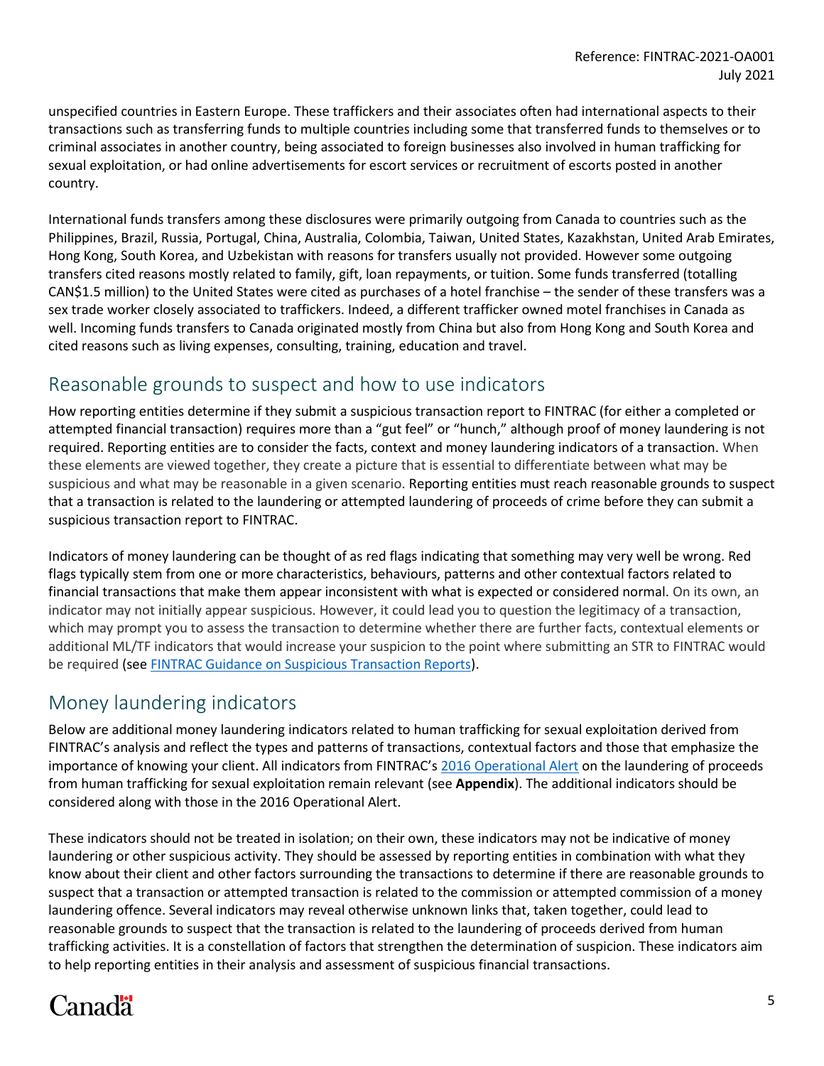unspecified countries in Eastern Europe. These traffickers and their associates often had international aspects to their transactions such as transferring funds to multiple countries including some that transferred funds to themselves or to criminal associates in another country, being associated to foreign businesses also involved in human trafficking for sexual exploitation, or had online advertisements for escort services or recruitment of escorts posted in another country.

International funds transfers among these disclosures were primarily outgoing from Canada to countries such as the Philippines, Brazil, Russia, Portugal, China, Australia, Colombia, Taiwan, United States, Kazakhstan, United Arab Emirates, Hong Kong, South Korea, and Uzbekistan with reasons for transfers usually not provided. However some outgoing transfers cited reasons mostly related to family, gift, loan repayments, or tuition. Some funds transferred (totalling CAN$1.5 million) to the United States were cited as purchases of a hotel franchise – the sender of these transfers was a sex trade worker closely associated to traffickers. Indeed, a different trafficker owned motel franchises in Canada as well. Incoming funds transfers to Canada originated mostly from China but also from Hong Kong and South Korea and cited reasons such as living expenses, consulting, training, education and travel.

## Reasonable grounds to suspect and how to use indicators

How reporting entities determine if they submit a suspicious transaction report to FINTRAC (for either a completed or attempted financial transaction) requires more than a "gut feel" or "hunch," although proof of money laundering is not required. Reporting entities are to consider the facts, context and money laundering indicators of a transaction. When these elements are viewed together, they create a picture that is essential to differentiate between what may be suspicious and what may be reasonable in a given scenario. Reporting entities must reach reasonable grounds to suspect that a transaction is related to the laundering or attempted laundering of proceeds of crime before they can submit a suspicious transaction report to FINTRAC.

Indicators of money laundering can be thought of as red flags indicating that something may very well be wrong. Red flags typically stem from one or more characteristics, behaviours, patterns and other contextual factors related to financial transactions that make them appear inconsistent with what is expected or considered normal. On its own, an indicator may not initially appear suspicious. However, it could lead you to question the legitimacy of a transaction, which may prompt you to assess the transaction to determine whether there are further facts, contextual elements or additional ML/TF indicators that would increase your suspicion to the point where submitting an STR to FINTRAC would be required (see [FINTRAC Guidance on Suspicious Transaction Reports](FINTRAC Guidance on Suspicious Transaction Reports)).

## Money laundering indicators

Below are additional money laundering indicators related to human trafficking for sexual exploitation derived from FINTRAC's analysis and reflect the types and patterns of transactions, contextual factors and those that emphasize the importance of knowing your client. All indicators from FINTRAC's [2016 Operational Alert](2016 Operational Alert) on the laundering of proceeds from human trafficking for sexual exploitation remain relevant (see **Appendix**). The additional indicators should be considered along with those in the 2016 Operational Alert.

These indicators should not be treated in isolation; on their own, these indicators may not be indicative of money laundering or other suspicious activity. They should be assessed by reporting entities in combination with what they know about their client and other factors surrounding the transactions to determine if there are reasonable grounds to suspect that a transaction or attempted transaction is related to the commission or attempted commission of a money laundering offence. Several indicators may reveal otherwise unknown links that, taken together, could lead to reasonable grounds to suspect that the transaction is related to the laundering of proceeds derived from human trafficking activities. It is a constellation of factors that strengthen the determination of suspicion. These indicators aim to help reporting entities in their analysis and assessment of suspicious financial transactions.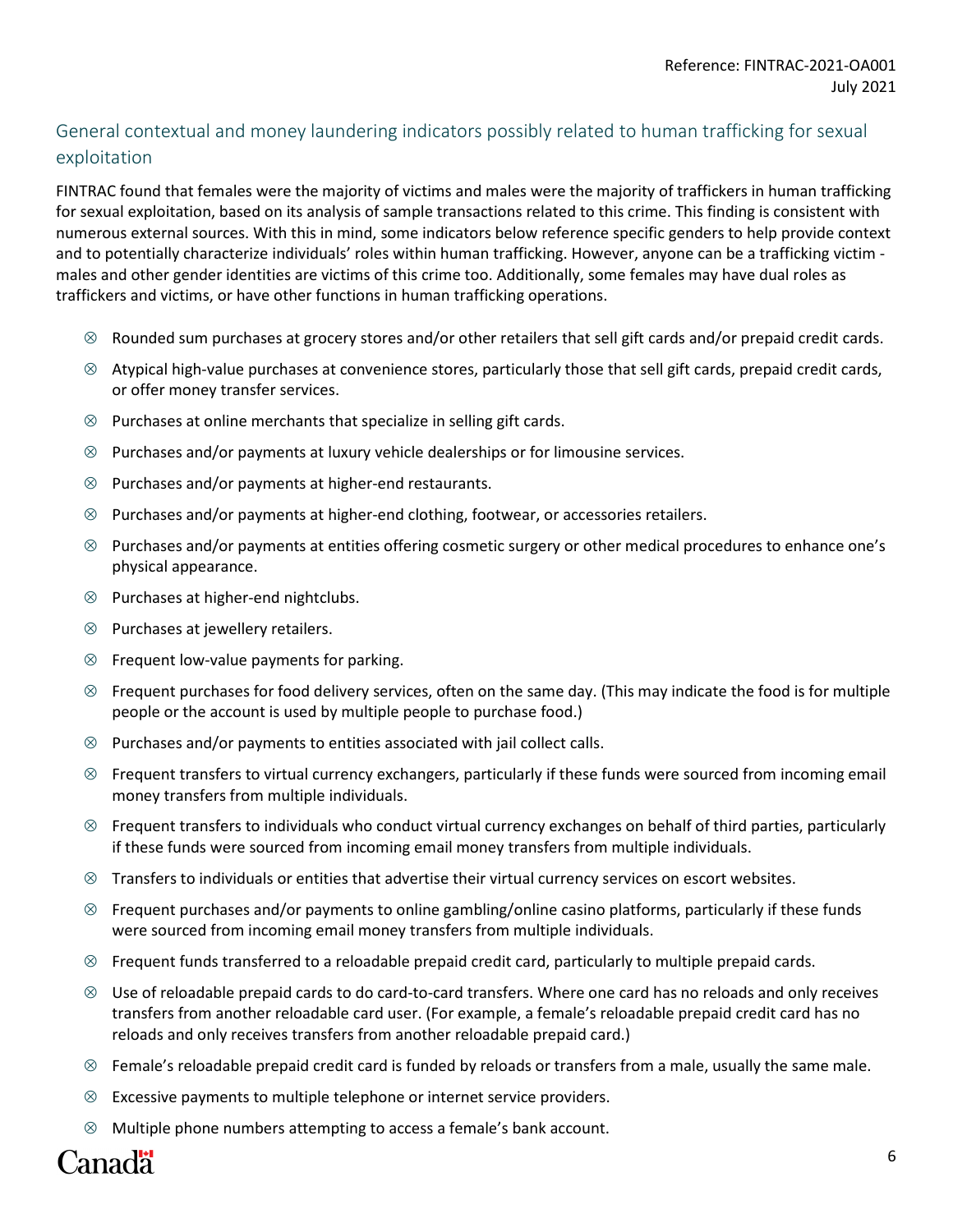## General contextual and money laundering indicators possibly related to human trafficking for sexual exploitation

FINTRAC found that females were the majority of victims and males were the majority of traffickers in human trafficking for sexual exploitation, based on its analysis of sample transactions related to this crime. This finding is consistent with numerous external sources. With this in mind, some indicators below reference specific genders to help provide context and to potentially characterize individuals' roles within human trafficking. However, anyone can be a trafficking victim - males and other gender identities are victims of this crime too. Additionally, some females may have dual roles as traffickers and victims, or have other functions in human trafficking operations.

- Rounded sum purchases at grocery stores and/or other retailers that sell gift cards and/or prepaid credit cards.
- Atypical high-value purchases at convenience stores, particularly those that sell gift cards, prepaid credit cards, or offer money transfer services.
- Purchases at online merchants that specialize in selling gift cards.
- Purchases and/or payments at luxury vehicle dealerships or for limousine services.
- Purchases and/or payments at higher-end restaurants.
- Purchases and/or payments at higher-end clothing, footwear, or accessories retailers.
- Purchases and/or payments at entities offering cosmetic surgery or other medical procedures to enhance one's physical appearance.
- Purchases at higher-end nightclubs.
- Purchases at jewellery retailers.
- Frequent low-value payments for parking.
- Frequent purchases for food delivery services, often on the same day. (This may indicate the food is for multiple people or the account is used by multiple people to purchase food.)
- Purchases and/or payments to entities associated with jail collect calls.
- Frequent transfers to virtual currency exchangers, particularly if these funds were sourced from incoming email money transfers from multiple individuals.
- Frequent transfers to individuals who conduct virtual currency exchanges on behalf of third parties, particularly if these funds were sourced from incoming email money transfers from multiple individuals.
- Transfers to individuals or entities that advertise their virtual currency services on escort websites.
- Frequent purchases and/or payments to online gambling/online casino platforms, particularly if these funds were sourced from incoming email money transfers from multiple individuals.
- Frequent funds transferred to a reloadable prepaid credit card, particularly to multiple prepaid cards.
- Use of reloadable prepaid cards to do card-to-card transfers. Where one card has no reloads and only receives transfers from another reloadable card user. (For example, a female's reloadable prepaid credit card has no reloads and only receives transfers from another reloadable prepaid card.)
- Female's reloadable prepaid credit card is funded by reloads or transfers from a male, usually the same male.
- Excessive payments to multiple telephone or internet service providers.
- Multiple phone numbers attempting to access a female's bank account.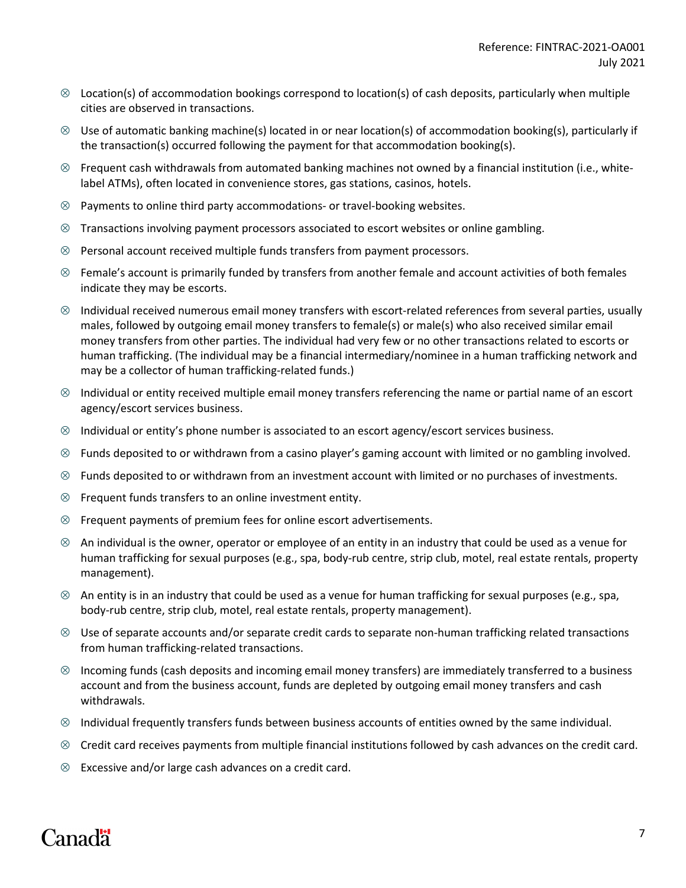- ⊗ Location(s) of accommodation bookings correspond to location(s) of cash deposits, particularly when multiple cities are observed in transactions.
- ⊗ Use of automatic banking machine(s) located in or near location(s) of accommodation booking(s), particularly if the transaction(s) occurred following the payment for that accommodation booking(s).
- ⊗ Frequent cash withdrawals from automated banking machines not owned by a financial institution (i.e., white-label ATMs), often located in convenience stores, gas stations, casinos, hotels.
- ⊗ Payments to online third party accommodations- or travel-booking websites.
- ⊗ Transactions involving payment processors associated to escort websites or online gambling.
- ⊗ Personal account received multiple funds transfers from payment processors.
- ⊗ Female's account is primarily funded by transfers from another female and account activities of both females indicate they may be escorts.
- ⊗ Individual received numerous email money transfers with escort-related references from several parties, usually males, followed by outgoing email money transfers to female(s) or male(s) who also received similar email money transfers from other parties. The individual had very few or no other transactions related to escorts or human trafficking. (The individual may be a financial intermediary/nominee in a human trafficking network and may be a collector of human trafficking-related funds.)
- ⊗ Individual or entity received multiple email money transfers referencing the name or partial name of an escort agency/escort services business.
- ⊗ Individual or entity's phone number is associated to an escort agency/escort services business.
- ⊗ Funds deposited to or withdrawn from a casino player's gaming account with limited or no gambling involved.
- ⊗ Funds deposited to or withdrawn from an investment account with limited or no purchases of investments.
- ⊗ Frequent funds transfers to an online investment entity.
- ⊗ Frequent payments of premium fees for online escort advertisements.
- ⊗ An individual is the owner, operator or employee of an entity in an industry that could be used as a venue for human trafficking for sexual purposes (e.g., spa, body-rub centre, strip club, motel, real estate rentals, property management).
- ⊗ An entity is in an industry that could be used as a venue for human trafficking for sexual purposes (e.g., spa, body-rub centre, strip club, motel, real estate rentals, property management).
- ⊗ Use of separate accounts and/or separate credit cards to separate non-human trafficking related transactions from human trafficking-related transactions.
- ⊗ Incoming funds (cash deposits and incoming email money transfers) are immediately transferred to a business account and from the business account, funds are depleted by outgoing email money transfers and cash withdrawals.
- ⊗ Individual frequently transfers funds between business accounts of entities owned by the same individual.
- ⊗ Credit card receives payments from multiple financial institutions followed by cash advances on the credit card.
- ⊗ Excessive and/or large cash advances on a credit card.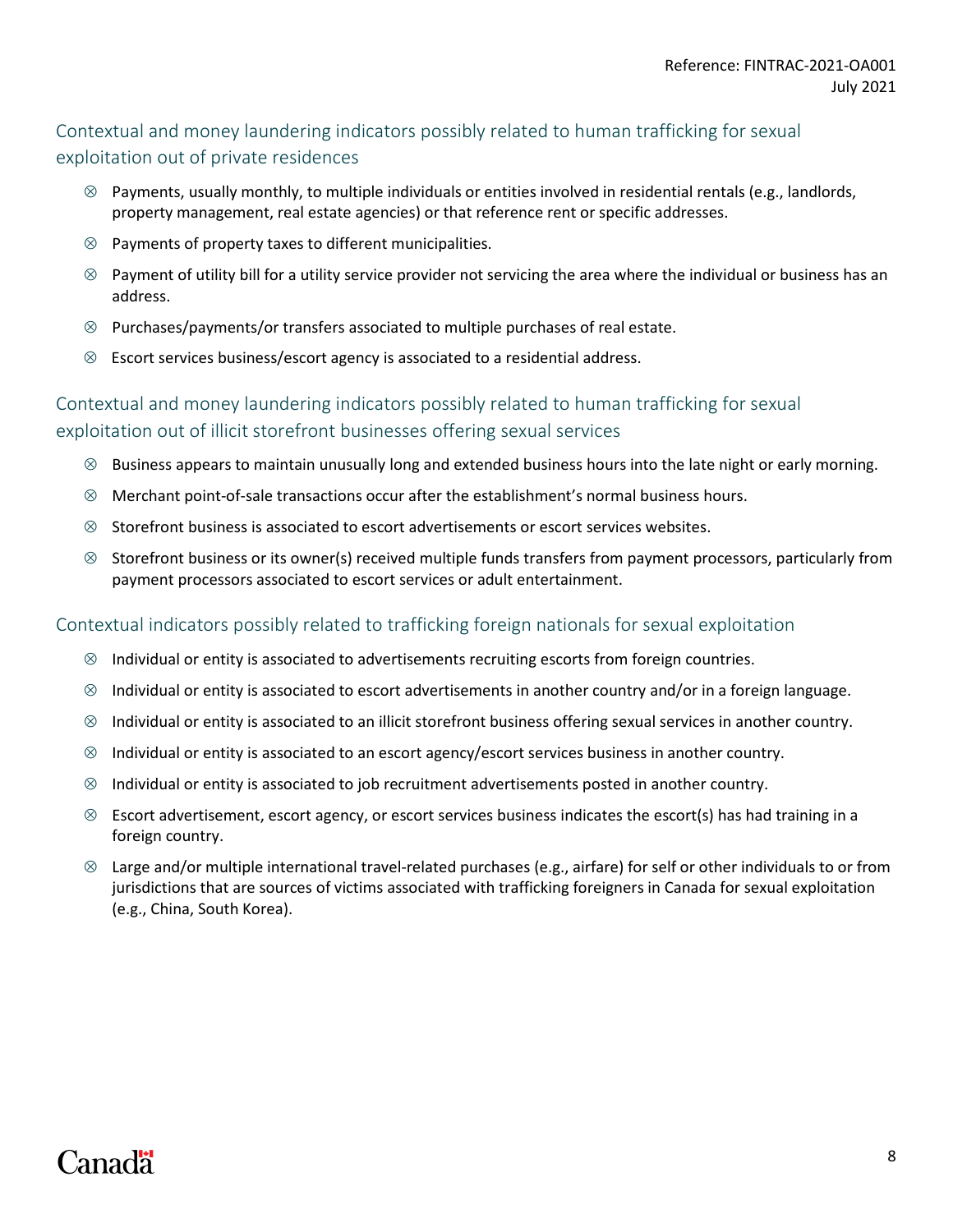### Contextual and money laundering indicators possibly related to human trafficking for sexual exploitation out of private residences

- Payments, usually monthly, to multiple individuals or entities involved in residential rentals (e.g., landlords, property management, real estate agencies) or that reference rent or specific addresses.
- Payments of property taxes to different municipalities.
- Payment of utility bill for a utility service provider not servicing the area where the individual or business has an address.
- Purchases/payments/or transfers associated to multiple purchases of real estate.
- Escort services business/escort agency is associated to a residential address.

### Contextual and money laundering indicators possibly related to human trafficking for sexual exploitation out of illicit storefront businesses offering sexual services

- Business appears to maintain unusually long and extended business hours into the late night or early morning.
- Merchant point-of-sale transactions occur after the establishment's normal business hours.
- Storefront business is associated to escort advertisements or escort services websites.
- Storefront business or its owner(s) received multiple funds transfers from payment processors, particularly from payment processors associated to escort services or adult entertainment.

### Contextual indicators possibly related to trafficking foreign nationals for sexual exploitation

- Individual or entity is associated to advertisements recruiting escorts from foreign countries.
- Individual or entity is associated to escort advertisements in another country and/or in a foreign language.
- Individual or entity is associated to an illicit storefront business offering sexual services in another country.
- Individual or entity is associated to an escort agency/escort services business in another country.
- Individual or entity is associated to job recruitment advertisements posted in another country.
- Escort advertisement, escort agency, or escort services business indicates the escort(s) has had training in a foreign country.
- Large and/or multiple international travel-related purchases (e.g., airfare) for self or other individuals to or from jurisdictions that are sources of victims associated with trafficking foreigners in Canada for sexual exploitation (e.g., China, South Korea).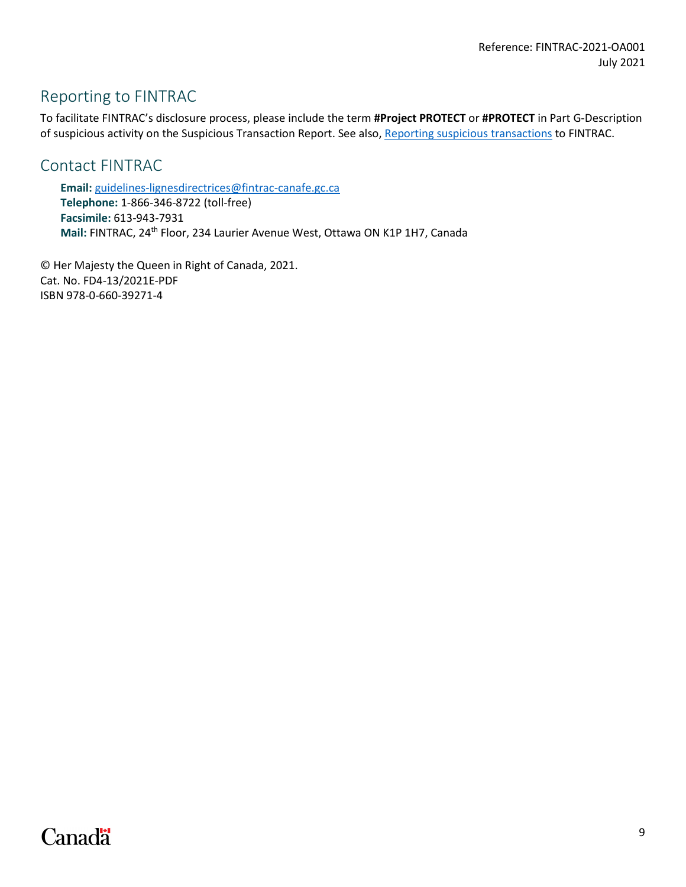## Reporting to FINTRAC

To facilitate FINTRAC's disclosure process, please include the term **#Project PROTECT** or **#PROTECT** in Part G-Description of suspicious activity on the Suspicious Transaction Report. See also, Reporting suspicious transactions to FINTRAC.

## Contact FINTRAC

**Email:** guidelines-lignesdirectrices@fintrac-canafe.gc.ca
**Telephone:** 1-866-346-8722 (toll-free)
**Facsimile:** 613-943-7931
**Mail:** FINTRAC, 24th Floor, 234 Laurier Avenue West, Ottawa ON K1P 1H7, Canada

© Her Majesty the Queen in Right of Canada, 2021.
Cat. No. FD4-13/2021E-PDF
ISBN 978-0-660-39271-4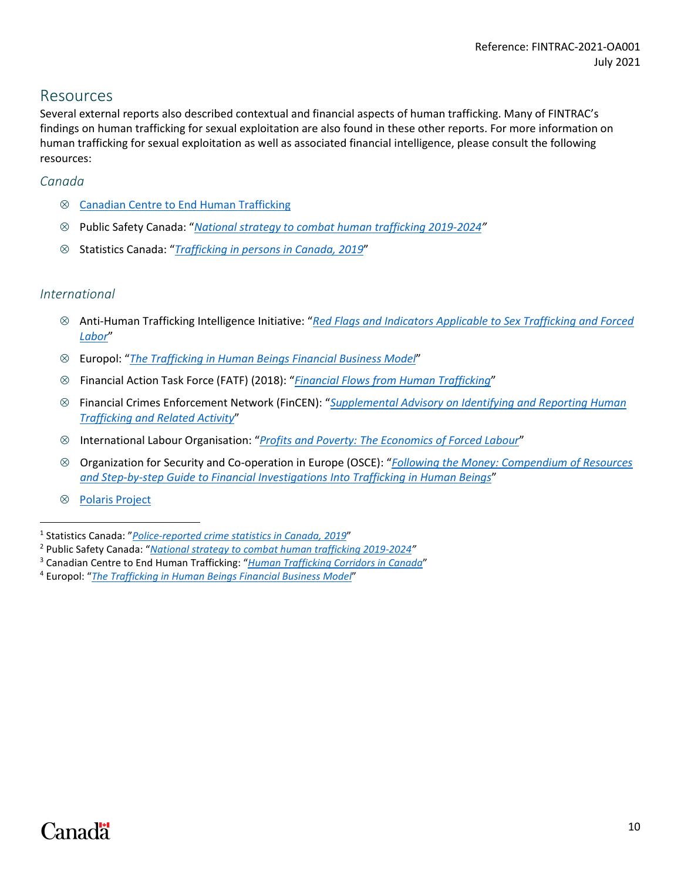## Resources

Several external reports also described contextual and financial aspects of human trafficking. Many of FINTRAC's findings on human trafficking for sexual exploitation are also found in these other reports. For more information on human trafficking for sexual exploitation as well as associated financial intelligence, please consult the following resources:

### *Canada*

- Canadian Centre to End Human Trafficking
- Public Safety Canada: "*National strategy to combat human trafficking 2019-2024*"
- Statistics Canada: "*Trafficking in persons in Canada, 2019*"

### *International*

- Anti-Human Trafficking Intelligence Initiative: "*Red Flags and Indicators Applicable to Sex Trafficking and Forced Labor*"
- Europol: "*The Trafficking in Human Beings Financial Business Model*"
- Financial Action Task Force (FATF) (2018): "*Financial Flows from Human Trafficking*"
- Financial Crimes Enforcement Network (FinCEN): "*Supplemental Advisory on Identifying and Reporting Human Trafficking and Related Activity*"
- International Labour Organisation: "*Profits and Poverty: The Economics of Forced Labour*"
- Organization for Security and Co-operation in Europe (OSCE): "*Following the Money: Compendium of Resources and Step-by-step Guide to Financial Investigations Into Trafficking in Human Beings*"
- Polaris Project

---

[1] Statistics Canada: "*Police-reported crime statistics in Canada, 2019*"
[2] Public Safety Canada: "*National strategy to combat human trafficking 2019-2024*"
[3] Canadian Centre to End Human Trafficking: "*Human Trafficking Corridors in Canada*"
[4] Europol: "*The Trafficking in Human Beings Financial Business Model*"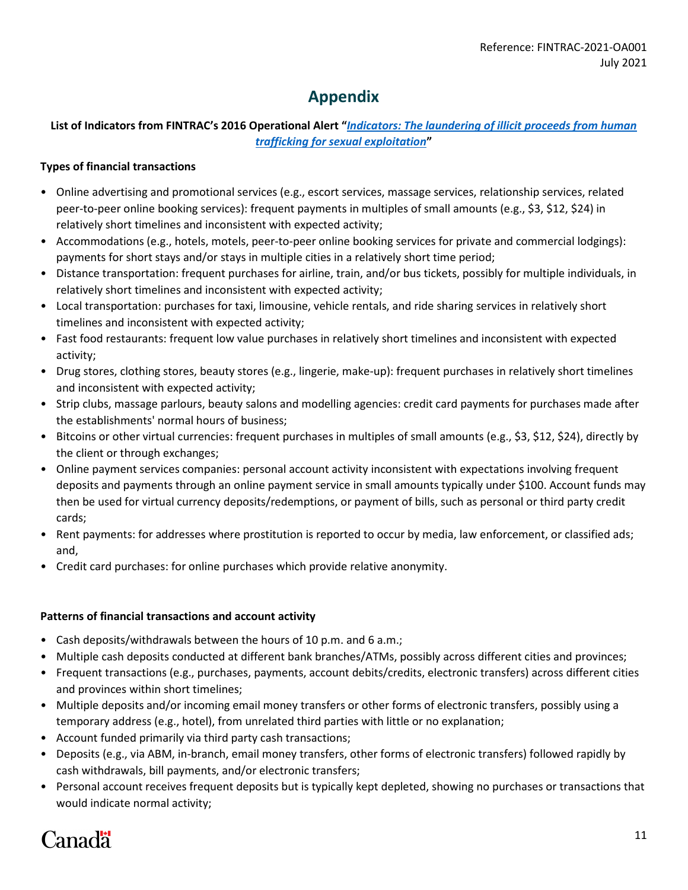# Appendix

**List of Indicators from FINTRAC's 2016 Operational Alert "*Indicators: The laundering of illicit proceeds from human trafficking for sexual exploitation*"**

**Types of financial transactions**

- Online advertising and promotional services (e.g., escort services, massage services, relationship services, related peer-to-peer online booking services): frequent payments in multiples of small amounts (e.g., $3, $12, $24) in relatively short timelines and inconsistent with expected activity;
- Accommodations (e.g., hotels, motels, peer-to-peer online booking services for private and commercial lodgings): payments for short stays and/or stays in multiple cities in a relatively short time period;
- Distance transportation: frequent purchases for airline, train, and/or bus tickets, possibly for multiple individuals, in relatively short timelines and inconsistent with expected activity;
- Local transportation: purchases for taxi, limousine, vehicle rentals, and ride sharing services in relatively short timelines and inconsistent with expected activity;
- Fast food restaurants: frequent low value purchases in relatively short timelines and inconsistent with expected activity;
- Drug stores, clothing stores, beauty stores (e.g., lingerie, make-up): frequent purchases in relatively short timelines and inconsistent with expected activity;
- Strip clubs, massage parlours, beauty salons and modelling agencies: credit card payments for purchases made after the establishments' normal hours of business;
- Bitcoins or other virtual currencies: frequent purchases in multiples of small amounts (e.g., $3, $12, $24), directly by the client or through exchanges;
- Online payment services companies: personal account activity inconsistent with expectations involving frequent deposits and payments through an online payment service in small amounts typically under $100. Account funds may then be used for virtual currency deposits/redemptions, or payment of bills, such as personal or third party credit cards;
- Rent payments: for addresses where prostitution is reported to occur by media, law enforcement, or classified ads; and,
- Credit card purchases: for online purchases which provide relative anonymity.

**Patterns of financial transactions and account activity**

- Cash deposits/withdrawals between the hours of 10 p.m. and 6 a.m.;
- Multiple cash deposits conducted at different bank branches/ATMs, possibly across different cities and provinces;
- Frequent transactions (e.g., purchases, payments, account debits/credits, electronic transfers) across different cities and provinces within short timelines;
- Multiple deposits and/or incoming email money transfers or other forms of electronic transfers, possibly using a temporary address (e.g., hotel), from unrelated third parties with little or no explanation;
- Account funded primarily via third party cash transactions;
- Deposits (e.g., via ABM, in-branch, email money transfers, other forms of electronic transfers) followed rapidly by cash withdrawals, bill payments, and/or electronic transfers;
- Personal account receives frequent deposits but is typically kept depleted, showing no purchases or transactions that would indicate normal activity;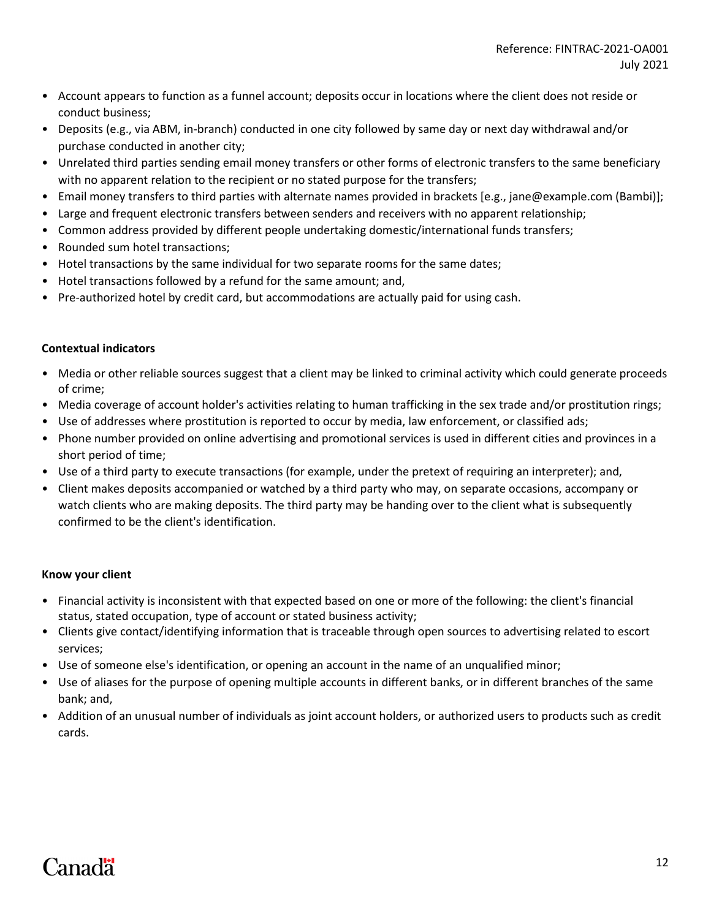- Account appears to function as a funnel account; deposits occur in locations where the client does not reside or conduct business;
- Deposits (e.g., via ABM, in-branch) conducted in one city followed by same day or next day withdrawal and/or purchase conducted in another city;
- Unrelated third parties sending email money transfers or other forms of electronic transfers to the same beneficiary with no apparent relation to the recipient or no stated purpose for the transfers;
- Email money transfers to third parties with alternate names provided in brackets [e.g., jane@example.com (Bambi)];
- Large and frequent electronic transfers between senders and receivers with no apparent relationship;
- Common address provided by different people undertaking domestic/international funds transfers;
- Rounded sum hotel transactions;
- Hotel transactions by the same individual for two separate rooms for the same dates;
- Hotel transactions followed by a refund for the same amount; and,
- Pre-authorized hotel by credit card, but accommodations are actually paid for using cash.

**Contextual indicators**

- Media or other reliable sources suggest that a client may be linked to criminal activity which could generate proceeds of crime;
- Media coverage of account holder's activities relating to human trafficking in the sex trade and/or prostitution rings;
- Use of addresses where prostitution is reported to occur by media, law enforcement, or classified ads;
- Phone number provided on online advertising and promotional services is used in different cities and provinces in a short period of time;
- Use of a third party to execute transactions (for example, under the pretext of requiring an interpreter); and,
- Client makes deposits accompanied or watched by a third party who may, on separate occasions, accompany or watch clients who are making deposits. The third party may be handing over to the client what is subsequently confirmed to be the client's identification.

**Know your client**

- Financial activity is inconsistent with that expected based on one or more of the following: the client's financial status, stated occupation, type of account or stated business activity;
- Clients give contact/identifying information that is traceable through open sources to advertising related to escort services;
- Use of someone else's identification, or opening an account in the name of an unqualified minor;
- Use of aliases for the purpose of opening multiple accounts in different banks, or in different branches of the same bank; and,
- Addition of an unusual number of individuals as joint account holders, or authorized users to products such as credit cards.